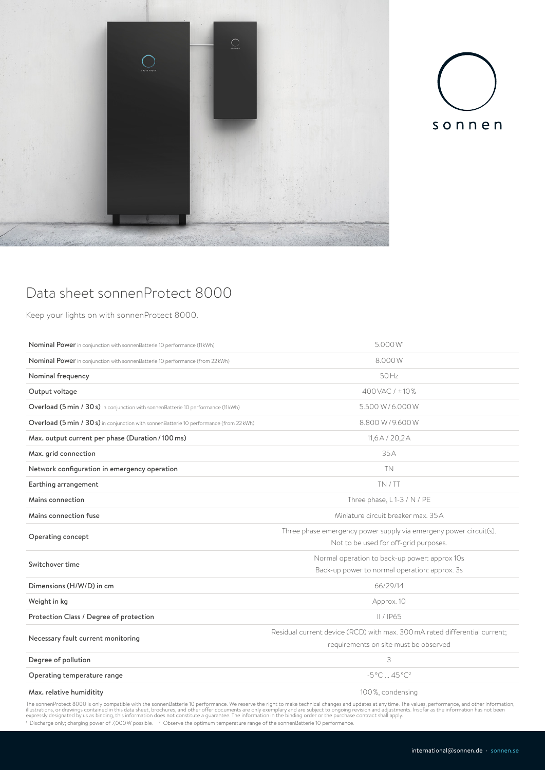sonnen

# Data sheet sonnenProtect 8000

Keep your lights on with sonnenProtect 8000.

| | |
|---|---|
| **Nominal Power** in conjunction with sonnenBatterie 10 performance (11 kWh) | 5.000 W[1] |
| **Nominal Power** in conjunction with sonnenBatterie 10 performance (from 22 kWh) | 8.000 W |
| Nominal frequency | 50 Hz |
| Output voltage | 400 VAC / ± 10 % |
| **Overload (5 min / 30 s)** in conjunction with sonnenBatterie 10 performance (11 kWh) | 5.500 W / 6.000 W |
| **Overload (5 min / 30 s)** in conjunction with sonnenBatterie 10 performance (from 22 kWh) | 8.800 W / 9.600 W |
| Max. output current per phase (Duration / 100 ms) | 11,6 A / 20,2 A |
| Max. grid connection | 35 A |
| Network configuration in emergency operation | TN |
| Earthing arrangement | TN / TT |
| Mains connection | Three phase, L 1-3 / N / PE |
| Mains connection fuse | Miniature circuit breaker max. 35 A |
| Operating concept | Three phase emergency power supply via emergeny power circuit(s). Not to be used for off-grid purposes. |
| Switchover time | Normal operation to back-up power: approx 10s<br>Back-up power to normal operation: approx. 3s |
| Dimensions (H/W/D) in cm | 66/29/14 |
| Weight in kg | Approx. 10 |
| Protection Class / Degree of protection | II / IP65 |
| Necessary fault current monitoring | Residual current device (RCD) with max. 300 mA rated differential current; requirements on site must be observed |
| Degree of pollution | 3 |
| Operating temperature range | -5 °C ... 45 °C[2] |
| Max. relative humiditity | 100 %, condensing |

The sonnenProtect 8000 is only compatible with the sonnenBatterie 10 performance. We reserve the right to make technical changes and updates at any time. The values, performance, and other information, illustrations, or drawings contained in this data sheet, brochures, and other offer documents are only exemplary and are subject to ongoing revision and adjustments. Insofar as the information has not been expressly designated by us as binding, this information does not constitute a guarantee. The information in the binding order or the purchase contract shall apply.

[1] Discharge only; charging power of 7,000 W possible. [2] Observe the optimum temperature range of the sonnenBatterie 10 performance.

international@sonnen.de · sonnen.se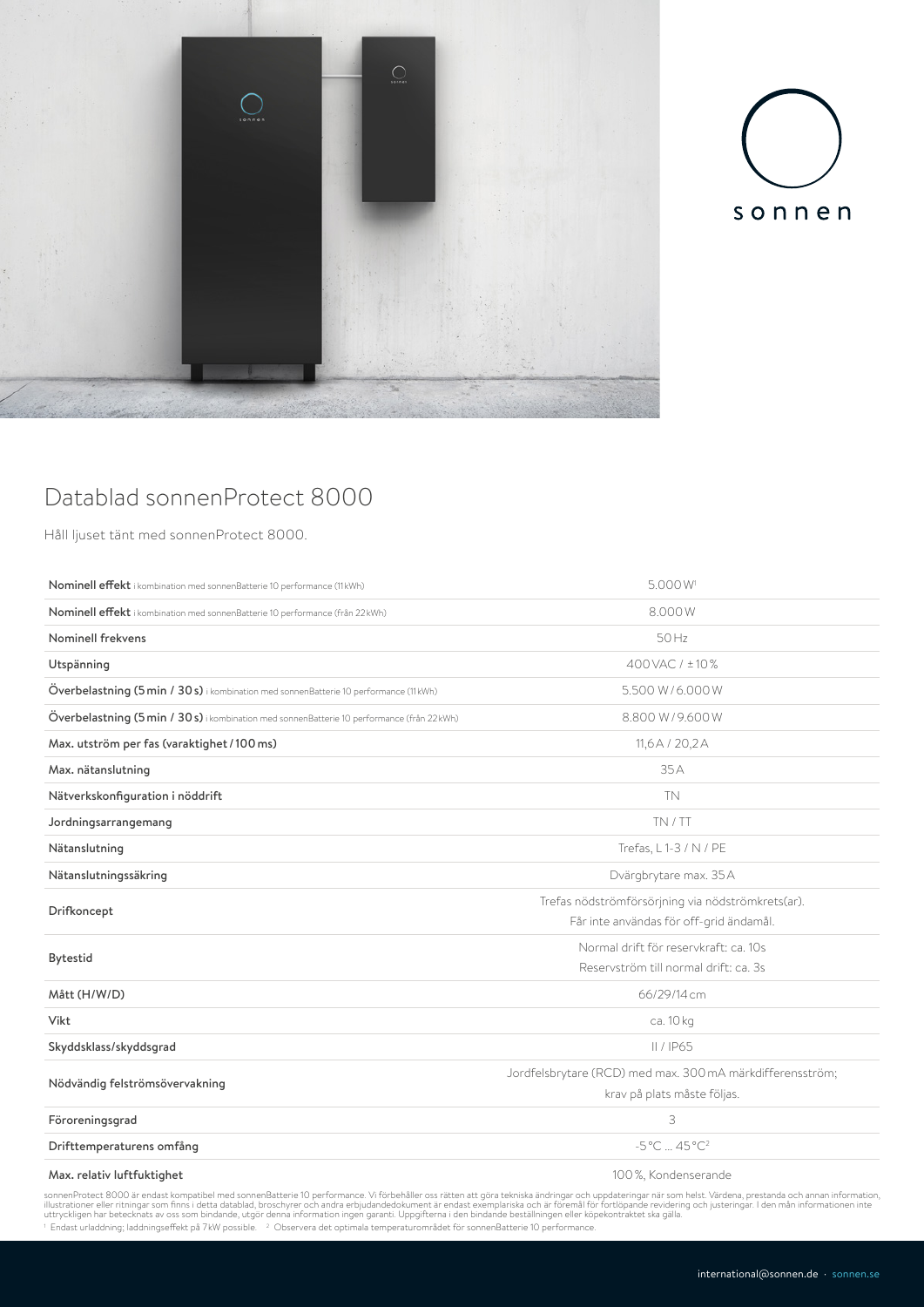sonnen

# Datablad sonnenProtect 8000

Håll ljuset tänt med sonnenProtect 8000.

| | |
|---|---|
| **Nominell effekt** i kombination med sonnenBatterie 10 performance (11 kWh) | 5.000 W[1] |
| **Nominell effekt** i kombination med sonnenBatterie 10 performance (från 22 kWh) | 8.000 W |
| **Nominell frekvens** | 50 Hz |
| **Utspänning** | 400 VAC / ± 10 % |
| **Överbelastning (5 min / 30 s)** i kombination med sonnenBatterie 10 performance (11 kWh) | 5.500 W / 6.000 W |
| **Överbelastning (5 min / 30 s)** i kombination med sonnenBatterie 10 performance (från 22 kWh) | 8.800 W / 9.600 W |
| **Max. utström per fas (varaktighet / 100 ms)** | 11,6 A / 20,2 A |
| **Max. nätanslutning** | 35 A |
| **Nätverkskonfiguration i nöddrift** | TN |
| **Jordningsarrangemang** | TN / TT |
| **Nätanslutning** | Trefas, L 1-3 / N / PE |
| **Nätanslutningssäkring** | Dvärgbrytare max. 35 A |
| **Drifkoncept** | Trefas nödströmförsörjning via nödströmkrets(ar). Får inte användas för off-grid ändamål. |
| **Bytestid** | Normal drift för reservkraft: ca. 10s Reservström till normal drift: ca. 3s |
| **Mått (H/W/D)** | 66/29/14 cm |
| **Vikt** | ca. 10 kg |
| **Skyddsklass/skyddsgrad** | II / IP65 |
| **Nödvändig felströmsövervakning** | Jordfelsbrytare (RCD) med max. 300 mA märkdifferensström; krav på plats måste följas. |
| **Föroreningsgrad** | 3 |
| **Drifttemperaturens omfång** | -5 °C ... 45 °C[2] |
| **Max. relativ luftfuktighet** | 100 %, Kondenserande |

sonnenProtect 8000 är endast kompatibel med sonnenBatterie 10 performance. Vi förbehåller oss rätten att göra tekniska ändringar och uppdateringar när som helst. Värdena, prestanda och annan information, illustrationer eller ritningar som finns i detta datablad, broschyrer och andra erbjudandedokument är endast exemplariska och är föremål för fortlöpande revidering och justeringar. I den mån informationen inte uttryckligen har betecknats av oss som bindande, utgör denna information ingen garanti. Uppgifterna i den bindande beställningen eller köpekontraktet ska gälla.

[1] Endast urladdning; laddningseffekt på 7 kW possible. [2] Observera det optimala temperaturområdet för sonnenBatterie 10 performance.

international@sonnen.de · sonnen.se